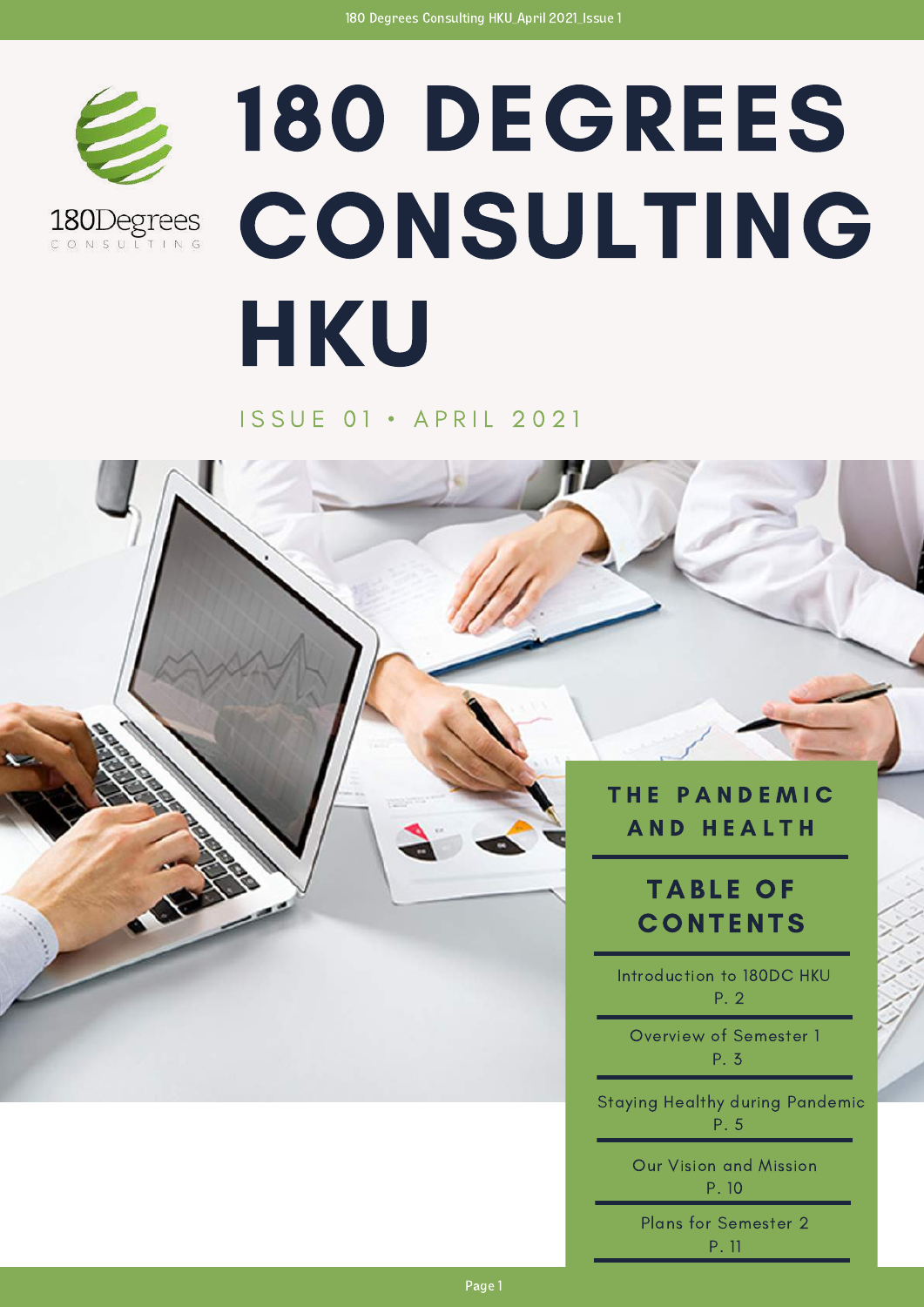180Degrees CONSULTING

# 180 DEGREES CONSULTING HKU

ISSUE 01 • APRIL 2021

## THE PANDEMIC AND HEALTH

## TABLE OF CONTENTS

Introduction to 180DC HKU
P. 2

Overview of Semester 1
P. 3

Staying Healthy during Pandemic
P. 5

Our Vision and Mission
P. 10

Plans for Semester 2
P. 11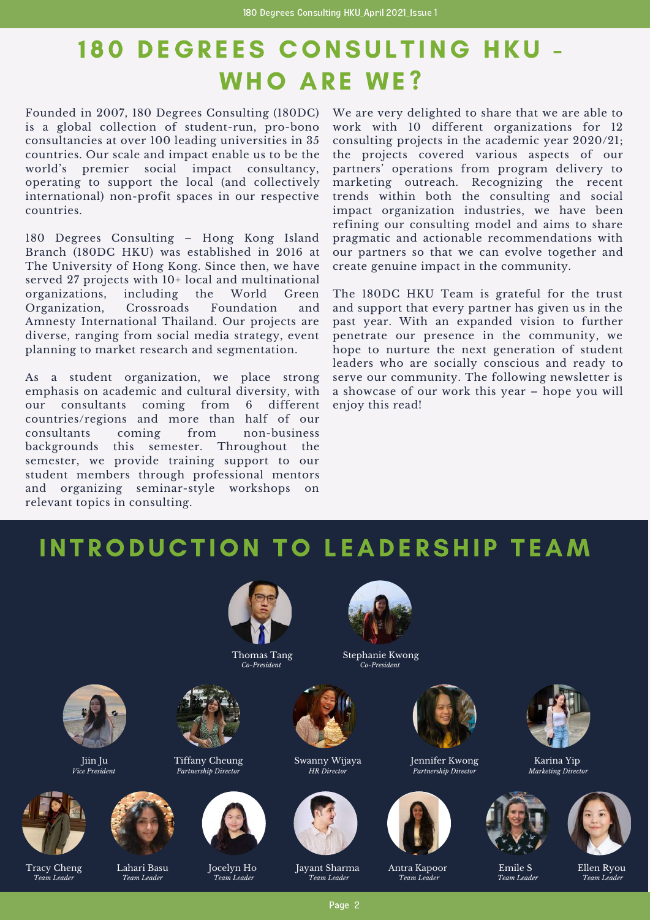# 180 DEGREES CONSULTING HKU - WHO ARE WE?

Founded in 2007, 180 Degrees Consulting (180DC) is a global collection of student-run, pro-bono consultancies at over 100 leading universities in 35 countries. Our scale and impact enable us to be the world's premier social impact consultancy, operating to support the local (and collectively international) non-profit spaces in our respective countries.

180 Degrees Consulting – Hong Kong Island Branch (180DC HKU) was established in 2016 at The University of Hong Kong. Since then, we have served 27 projects with 10+ local and multinational organizations, including the World Green Organization, Crossroads Foundation and Amnesty International Thailand. Our projects are diverse, ranging from social media strategy, event planning to market research and segmentation.

As a student organization, we place strong emphasis on academic and cultural diversity, with our consultants coming from 6 different countries/regions and more than half of our consultants coming from non-business backgrounds this semester. Throughout the semester, we provide training support to our student members through professional mentors and organizing seminar-style workshops on relevant topics in consulting.

We are very delighted to share that we are able to work with 10 different organizations for 12 consulting projects in the academic year 2020/21; the projects covered various aspects of our partners' operations from program delivery to marketing outreach. Recognizing the recent trends within both the consulting and social impact organization industries, we have been refining our consulting model and aims to share pragmatic and actionable recommendations with our partners so that we can evolve together and create genuine impact in the community.

The 180DC HKU Team is grateful for the trust and support that every partner has given us in the past year. With an expanded vision to further penetrate our presence in the community, we hope to nurture the next generation of student leaders who are socially conscious and ready to serve our community. The following newsletter is a showcase of our work this year – hope you will enjoy this read!

# INTRODUCTION TO LEADERSHIP TEAM

Thomas Tang
*Co-President*

Stephanie Kwong
*Co-President*

Jiin Ju
*Vice President*

Tiffany Cheung
*Partnership Director*

Swanny Wijaya
*HR Director*

Jennifer Kwong
*Partnership Director*

Karina Yip
*Marketing Director*

Tracy Cheng
*Team Leader*

Lahari Basu
*Team Leader*

Jocelyn Ho
*Team Leader*

Jayant Sharma
*Team Leader*

Antra Kapoor
*Team Leader*

Emile S
*Team Leader*

Ellen Ryou
*Team Leader*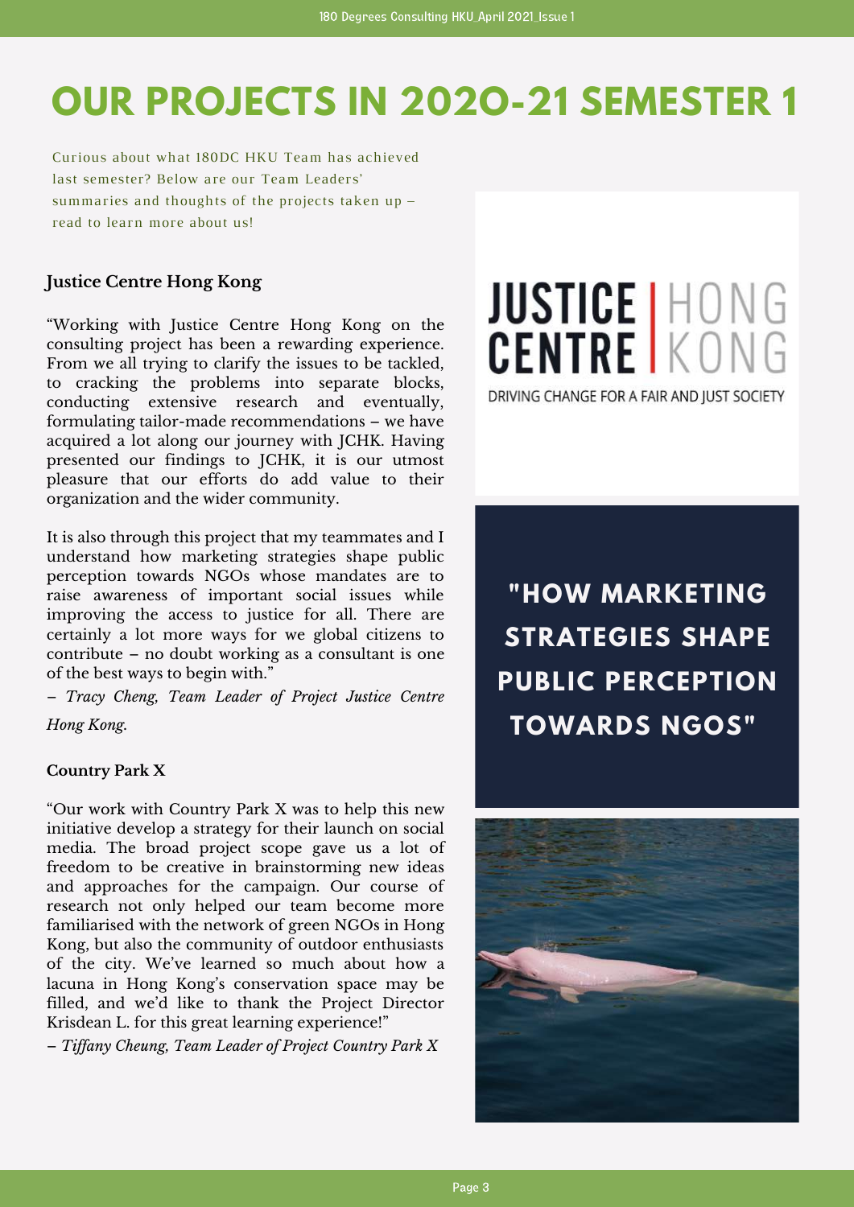# OUR PROJECTS IN 2020-21 SEMESTER 1

Curious about what 180DC HKU Team has achieved last semester? Below are our Team Leaders' summaries and thoughts of the projects taken up – read to learn more about us!

### Justice Centre Hong Kong

"Working with Justice Centre Hong Kong on the consulting project has been a rewarding experience. From we all trying to clarify the issues to be tackled, to cracking the problems into separate blocks, conducting extensive research and eventually, formulating tailor-made recommendations – we have acquired a lot along our journey with JCHK. Having presented our findings to JCHK, it is our utmost pleasure that our efforts do add value to their organization and the wider community.

It is also through this project that my teammates and I understand how marketing strategies shape public perception towards NGOs whose mandates are to raise awareness of important social issues while improving the access to justice for all. There are certainly a lot more ways for we global citizens to contribute – no doubt working as a consultant is one of the best ways to begin with."

– *Tracy Cheng, Team Leader of Project Justice Centre Hong Kong.*

JUSTICE CENTRE | HONG KONG

DRIVING CHANGE FOR A FAIR AND JUST SOCIETY

**"HOW MARKETING STRATEGIES SHAPE PUBLIC PERCEPTION TOWARDS NGOS"**

### Country Park X

"Our work with Country Park X was to help this new initiative develop a strategy for their launch on social media. The broad project scope gave us a lot of freedom to be creative in brainstorming new ideas and approaches for the campaign. Our course of research not only helped our team become more familiarised with the network of green NGOs in Hong Kong, but also the community of outdoor enthusiasts of the city. We've learned so much about how a lacuna in Hong Kong's conservation space may be filled, and we'd like to thank the Project Director Krisdean L. for this great learning experience!"

– *Tiffany Cheung, Team Leader of Project Country Park X*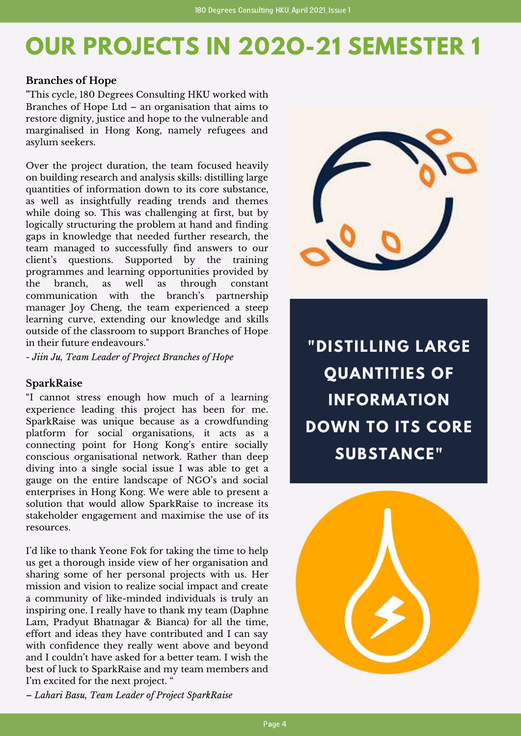# OUR PROJECTS IN 2020-21 SEMESTER 1

**Branches of Hope**

"This cycle, 180 Degrees Consulting HKU worked with Branches of Hope Ltd – an organisation that aims to restore dignity, justice and hope to the vulnerable and marginalised in Hong Kong, namely refugees and asylum seekers.

Over the project duration, the team focused heavily on building research and analysis skills: distilling large quantities of information down to its core substance, as well as insightfully reading trends and themes while doing so. This was challenging at first, but by logically structuring the problem at hand and finding gaps in knowledge that needed further research, the team managed to successfully find answers to our client's questions. Supported by the training programmes and learning opportunities provided by the branch, as well as through constant communication with the branch's partnership manager Joy Cheng, the team experienced a steep learning curve, extending our knowledge and skills outside of the classroom to support Branches of Hope in their future endeavours."

*- Jiin Ju, Team Leader of Project Branches of Hope*

**"DISTILLING LARGE QUANTITIES OF INFORMATION DOWN TO ITS CORE SUBSTANCE"**

**SparkRaise**

"I cannot stress enough how much of a learning experience leading this project has been for me. SparkRaise was unique because as a crowdfunding platform for social organisations, it acts as a connecting point for Hong Kong's entire socially conscious organisational network. Rather than deep diving into a single social issue I was able to get a gauge on the entire landscape of NGO's and social enterprises in Hong Kong. We were able to present a solution that would allow SparkRaise to increase its stakeholder engagement and maximise the use of its resources.

I'd like to thank Yeone Fok for taking the time to help us get a thorough inside view of her organisation and sharing some of her personal projects with us. Her mission and vision to realize social impact and create a community of like-minded individuals is truly an inspiring one. I really have to thank my team (Daphne Lam, Pradyut Bhatnagar & Bianca) for all the time, effort and ideas they have contributed and I can say with confidence they really went above and beyond and I couldn't have asked for a better team. I wish the best of luck to SparkRaise and my team members and I'm excited for the next project. "

*– Lahari Basu, Team Leader of Project SparkRaise*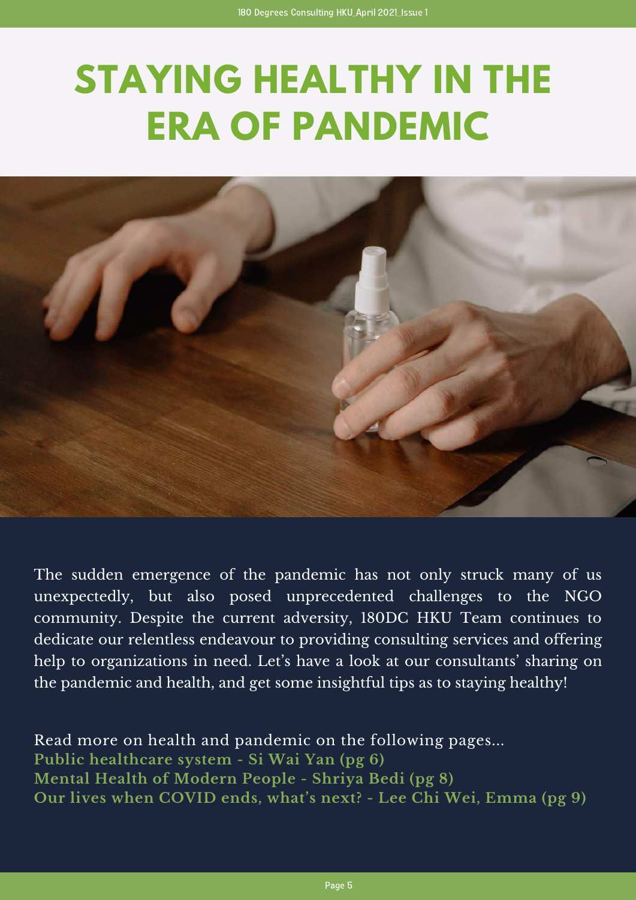# STAYING HEALTHY IN THE ERA OF PANDEMIC

The sudden emergence of the pandemic has not only struck many of us unexpectedly, but also posed unprecedented challenges to the NGO community. Despite the current adversity, 180DC HKU Team continues to dedicate our relentless endeavour to providing consulting services and offering help to organizations in need. Let's have a look at our consultants' sharing on the pandemic and health, and get some insightful tips as to staying healthy!

Read more on health and pandemic on the following pages...

**Public healthcare system - Si Wai Yan (pg 6)**
**Mental Health of Modern People - Shriya Bedi (pg 8)**
**Our lives when COVID ends, what's next? - Lee Chi Wei, Emma (pg 9)**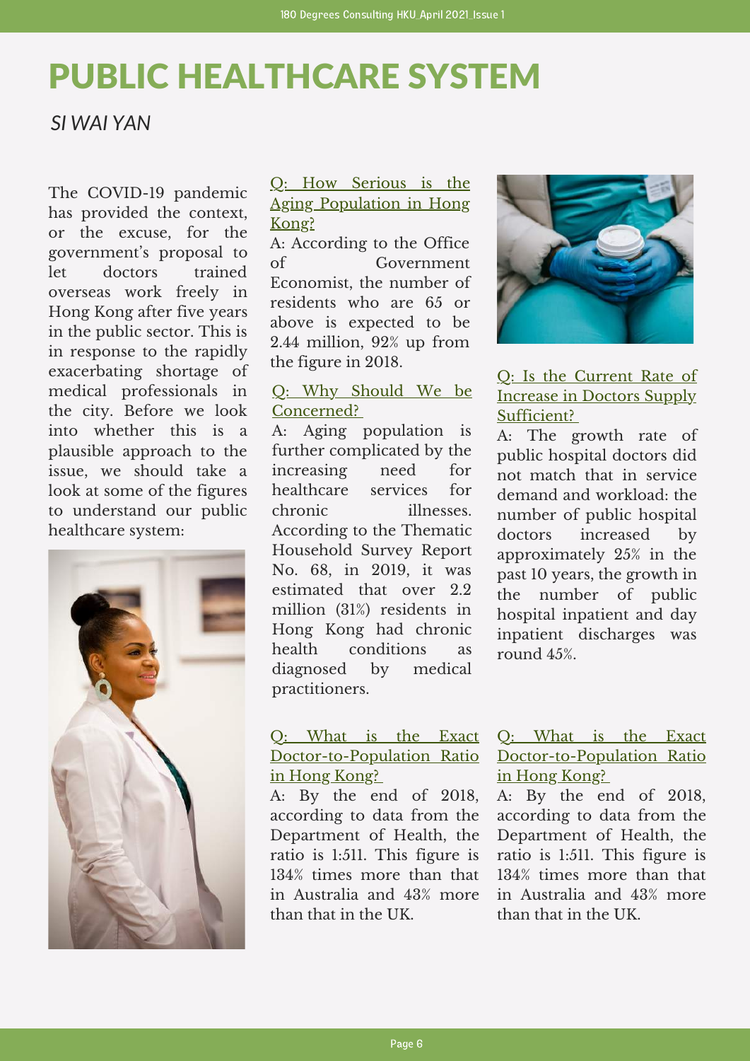# PUBLIC HEALTHCARE SYSTEM

*SI WAI YAN*

The COVID-19 pandemic has provided the context, or the excuse, for the government's proposal to let doctors trained overseas work freely in Hong Kong after five years in the public sector. This is in response to the rapidly exacerbating shortage of medical professionals in the city. Before we look into whether this is a plausible approach to the issue, we should take a look at some of the figures to understand our public healthcare system:

Q: How Serious is the Aging Population in Hong Kong?

A: According to the Office of Government Economist, the number of residents who are 65 or above is expected to be 2.44 million, 92% up from the figure in 2018.

Q: Why Should We be Concerned?

A: Aging population is further complicated by the increasing need for healthcare services for chronic illnesses. According to the Thematic Household Survey Report No. 68, in 2019, it was estimated that over 2.2 million (31%) residents in Hong Kong had chronic health conditions as diagnosed by medical practitioners.

Q: What is the Exact Doctor-to-Population Ratio in Hong Kong?

A: By the end of 2018, according to data from the Department of Health, the ratio is 1:511. This figure is 134% times more than that in Australia and 43% more than that in the UK.

Q: Is the Current Rate of Increase in Doctors Supply Sufficient?

A: The growth rate of public hospital doctors did not match that in service demand and workload: the number of public hospital doctors increased by approximately 25% in the past 10 years, the growth in the number of public hospital inpatient and day inpatient discharges was round 45%.

Q: What is the Exact Doctor-to-Population Ratio in Hong Kong?

A: By the end of 2018, according to data from the Department of Health, the ratio is 1:511. This figure is 134% times more than that in Australia and 43% more than that in the UK.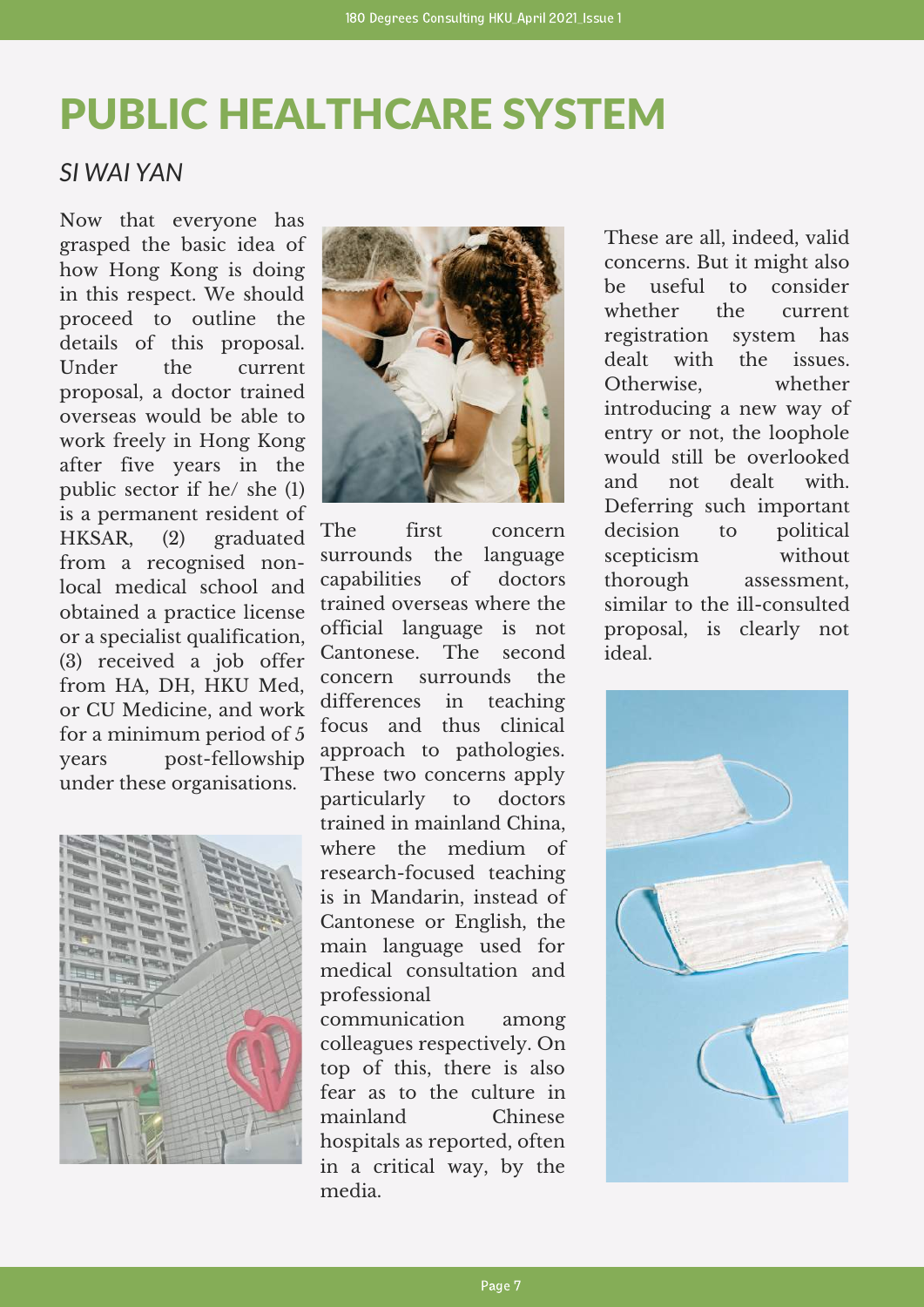# PUBLIC HEALTHCARE SYSTEM

*SI WAI YAN*

Now that everyone has grasped the basic idea of how Hong Kong is doing in this respect. We should proceed to outline the details of this proposal. Under the current proposal, a doctor trained overseas would be able to work freely in Hong Kong after five years in the public sector if he/ she (1) is a permanent resident of HKSAR, (2) graduated from a recognised non-local medical school and obtained a practice license or a specialist qualification, (3) received a job offer from HA, DH, HKU Med, or CU Medicine, and work for a minimum period of 5 years post-fellowship under these organisations.

The first concern surrounds the language capabilities of doctors trained overseas where the official language is not Cantonese. The second concern surrounds the differences in teaching focus and thus clinical approach to pathologies. These two concerns apply particularly to doctors trained in mainland China, where the medium of research-focused teaching is in Mandarin, instead of Cantonese or English, the main language used for medical consultation and professional communication among colleagues respectively. On top of this, there is also fear as to the culture in mainland Chinese hospitals as reported, often in a critical way, by the media.

These are all, indeed, valid concerns. But it might also be useful to consider whether the current registration system has dealt with the issues. Otherwise, whether introducing a new way of entry or not, the loophole would still be overlooked and not dealt with. Deferring such important decision to political scepticism without thorough assessment, similar to the ill-consulted proposal, is clearly not ideal.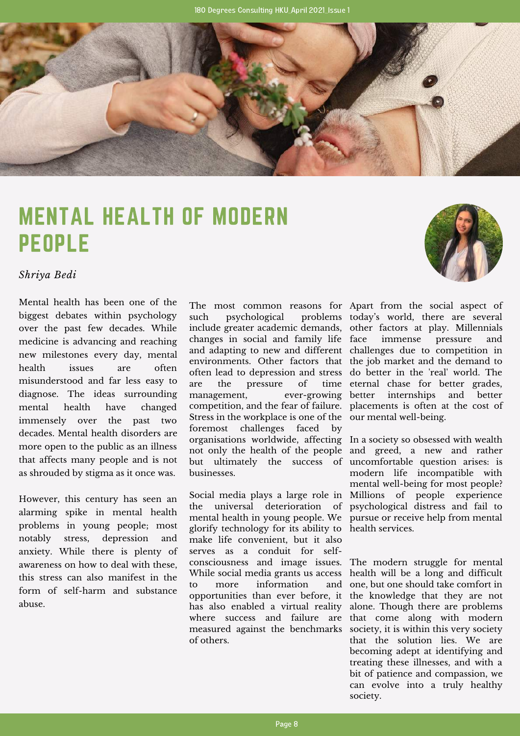# MENTAL HEALTH OF MODERN PEOPLE

*Shriya Bedi*

Mental health has been one of the biggest debates within psychology over the past few decades. While medicine is advancing and reaching new milestones every day, mental health issues are often misunderstood and far less easy to diagnose. The ideas surrounding mental health have changed immensely over the past two decades. Mental health disorders are more open to the public as an illness that affects many people and is not as shrouded by stigma as it once was.

However, this century has seen an alarming spike in mental health problems in young people; most notably stress, depression and anxiety. While there is plenty of awareness on how to deal with these, this stress can also manifest in the form of self-harm and substance abuse.

The most common reasons for such psychological problems include greater academic demands, changes in social and family life and adapting to new and different environments. Other factors that often lead to depression and stress are the pressure of time management, ever-growing competition, and the fear of failure. Stress in the workplace is one of the foremost challenges faced by organisations worldwide, affecting not only the health of the people but ultimately the success of businesses.

Social media plays a large role in the universal deterioration of mental health in young people. We glorify technology for its ability to make life convenient, but it also serves as a conduit for self-consciousness and image issues. While social media grants us access to more information and opportunities than ever before, it has also enabled a virtual reality where success and failure are measured against the benchmarks of others.

Apart from the social aspect of today's world, there are several other factors at play. Millennials face immense pressure and challenges due to competition in the job market and the demand to do better in the 'real' world. The eternal chase for better grades, better internships and better placements is often at the cost of our mental well-being.

In a society so obsessed with wealth and greed, a new and rather uncomfortable question arises: is modern life incompatible with mental well-being for most people? Millions of people experience psychological distress and fail to pursue or receive help from mental health services.

The modern struggle for mental health will be a long and difficult one, but one should take comfort in the knowledge that they are not alone. Though there are problems that come along with modern society, it is within this very society that the solution lies. We are becoming adept at identifying and treating these illnesses, and with a bit of patience and compassion, we can evolve into a truly healthy society.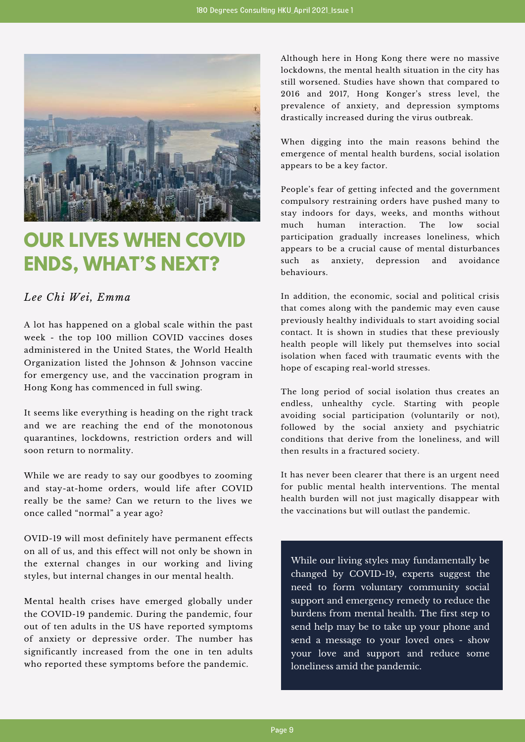# OUR LIVES WHEN COVID ENDS, WHAT'S NEXT?

*Lee Chi Wei, Emma*

A lot has happened on a global scale within the past week - the top 100 million COVID vaccines doses administered in the United States, the World Health Organization listed the Johnson & Johnson vaccine for emergency use, and the vaccination program in Hong Kong has commenced in full swing.

It seems like everything is heading on the right track and we are reaching the end of the monotonous quarantines, lockdowns, restriction orders and will soon return to normality.

While we are ready to say our goodbyes to zooming and stay-at-home orders, would life after COVID really be the same? Can we return to the lives we once called "normal" a year ago?

OVID-19 will most definitely have permanent effects on all of us, and this effect will not only be shown in the external changes in our working and living styles, but internal changes in our mental health.

Mental health crises have emerged globally under the COVID-19 pandemic. During the pandemic, four out of ten adults in the US have reported symptoms of anxiety or depressive order. The number has significantly increased from the one in ten adults who reported these symptoms before the pandemic.

Although here in Hong Kong there were no massive lockdowns, the mental health situation in the city has still worsened. Studies have shown that compared to 2016 and 2017, Hong Konger's stress level, the prevalence of anxiety, and depression symptoms drastically increased during the virus outbreak.

When digging into the main reasons behind the emergence of mental health burdens, social isolation appears to be a key factor.

People's fear of getting infected and the government compulsory restraining orders have pushed many to stay indoors for days, weeks, and months without much human interaction. The low social participation gradually increases loneliness, which appears to be a crucial cause of mental disturbances such as anxiety, depression and avoidance behaviours.

In addition, the economic, social and political crisis that comes along with the pandemic may even cause previously healthy individuals to start avoiding social contact. It is shown in studies that these previously health people will likely put themselves into social isolation when faced with traumatic events with the hope of escaping real-world stresses.

The long period of social isolation thus creates an endless, unhealthy cycle. Starting with people avoiding social participation (voluntarily or not), followed by the social anxiety and psychiatric conditions that derive from the loneliness, and will then results in a fractured society.

It has never been clearer that there is an urgent need for public mental health interventions. The mental health burden will not just magically disappear with the vaccinations but will outlast the pandemic.

While our living styles may fundamentally be changed by COVID-19, experts suggest the need to form voluntary community social support and emergency remedy to reduce the burdens from mental health. The first step to send help may be to take up your phone and send a message to your loved ones - show your love and support and reduce some loneliness amid the pandemic.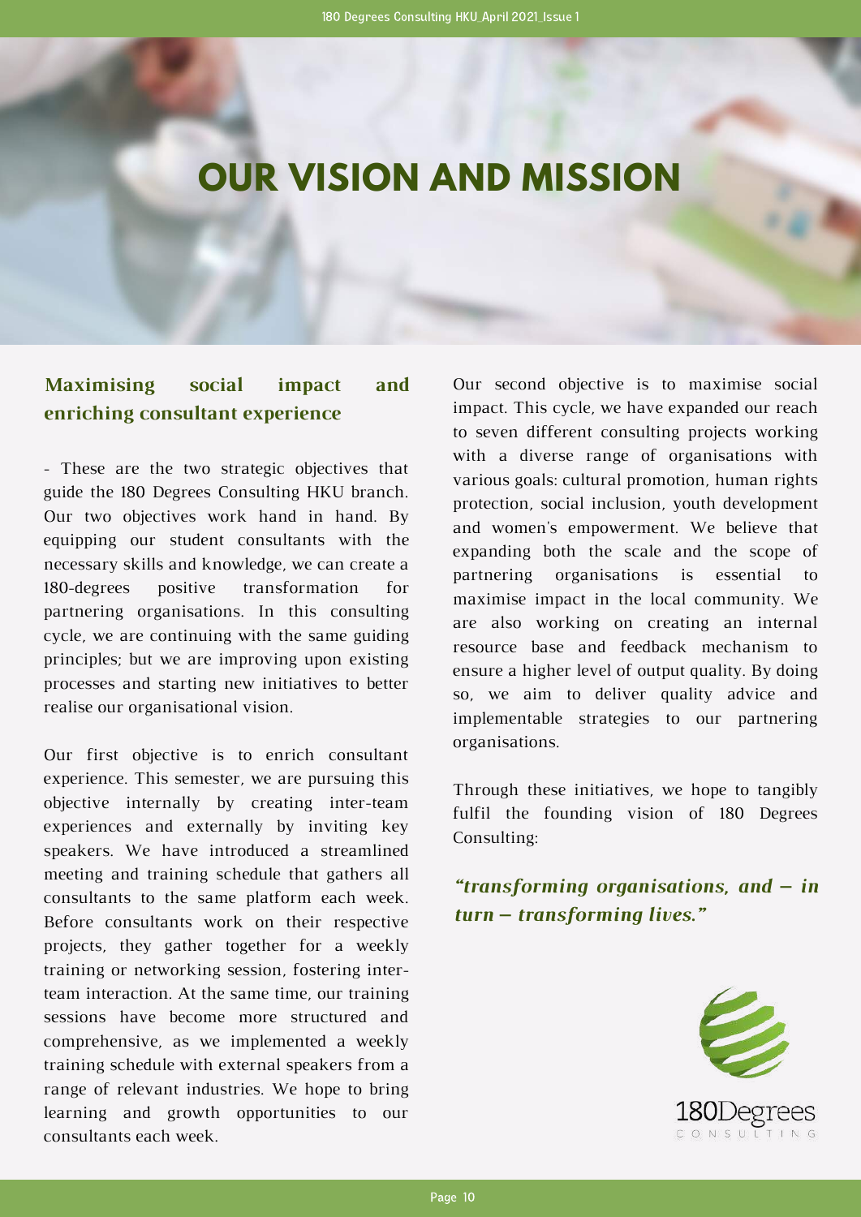# OUR VISION AND MISSION

## Maximising social impact and enriching consultant experience

- These are the two strategic objectives that guide the 180 Degrees Consulting HKU branch. Our two objectives work hand in hand. By equipping our student consultants with the necessary skills and knowledge, we can create a 180-degrees positive transformation for partnering organisations. In this consulting cycle, we are continuing with the same guiding principles; but we are improving upon existing processes and starting new initiatives to better realise our organisational vision.

Our first objective is to enrich consultant experience. This semester, we are pursuing this objective internally by creating inter-team experiences and externally by inviting key speakers. We have introduced a streamlined meeting and training schedule that gathers all consultants to the same platform each week. Before consultants work on their respective projects, they gather together for a weekly training or networking session, fostering inter-team interaction. At the same time, our training sessions have become more structured and comprehensive, as we implemented a weekly training schedule with external speakers from a range of relevant industries. We hope to bring learning and growth opportunities to our consultants each week.

Our second objective is to maximise social impact. This cycle, we have expanded our reach to seven different consulting projects working with a diverse range of organisations with various goals: cultural promotion, human rights protection, social inclusion, youth development and women's empowerment. We believe that expanding both the scale and the scope of partnering organisations is essential to maximise impact in the local community. We are also working on creating an internal resource base and feedback mechanism to ensure a higher level of output quality. By doing so, we aim to deliver quality advice and implementable strategies to our partnering organisations.

Through these initiatives, we hope to tangibly fulfil the founding vision of 180 Degrees Consulting:

***"transforming organisations, and – in turn – transforming lives."***

180Degrees CONSULTING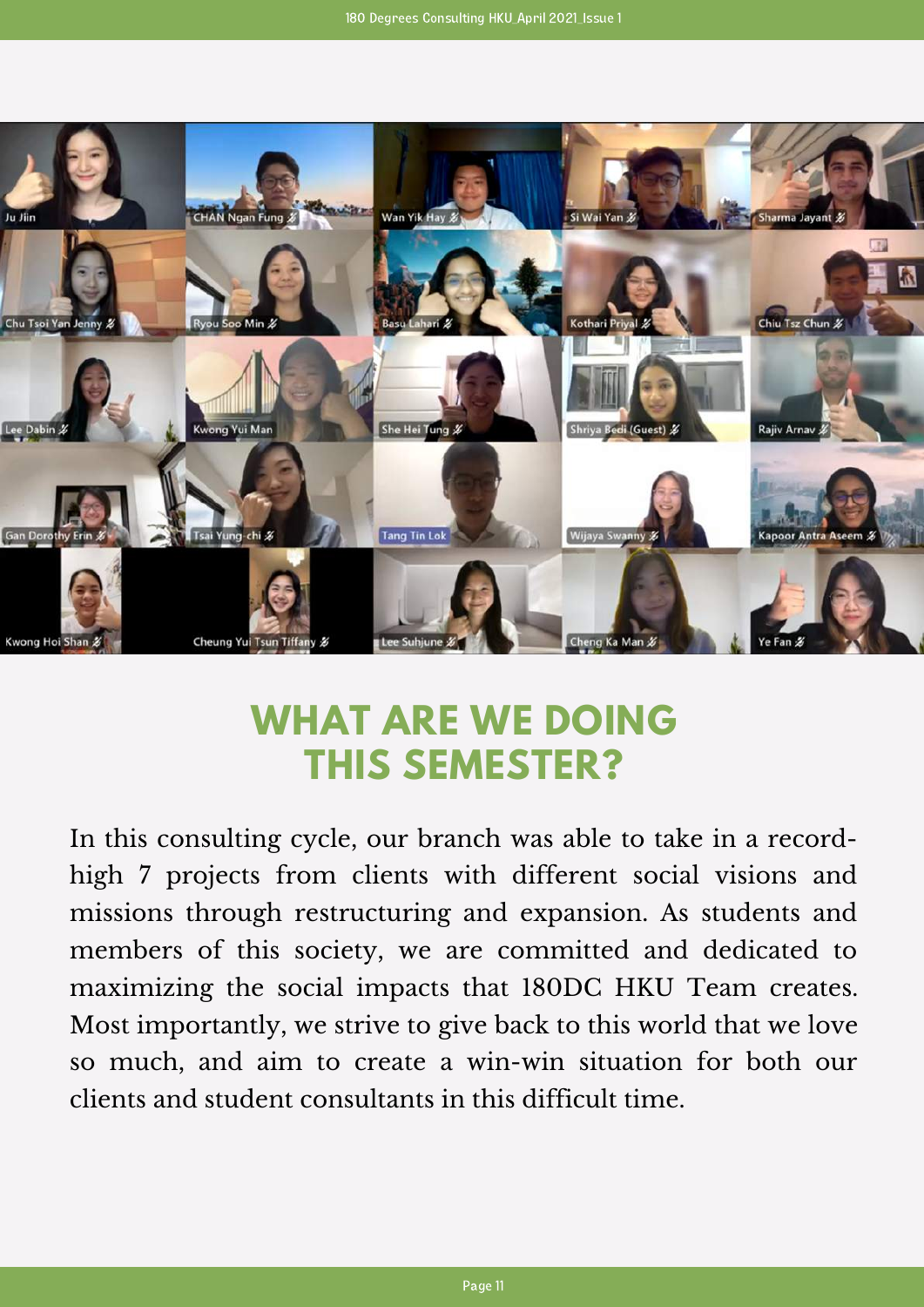# WHAT ARE WE DOING THIS SEMESTER?

In this consulting cycle, our branch was able to take in a record-high 7 projects from clients with different social visions and missions through restructuring and expansion. As students and members of this society, we are committed and dedicated to maximizing the social impacts that 180DC HKU Team creates. Most importantly, we strive to give back to this world that we love so much, and aim to create a win-win situation for both our clients and student consultants in this difficult time.